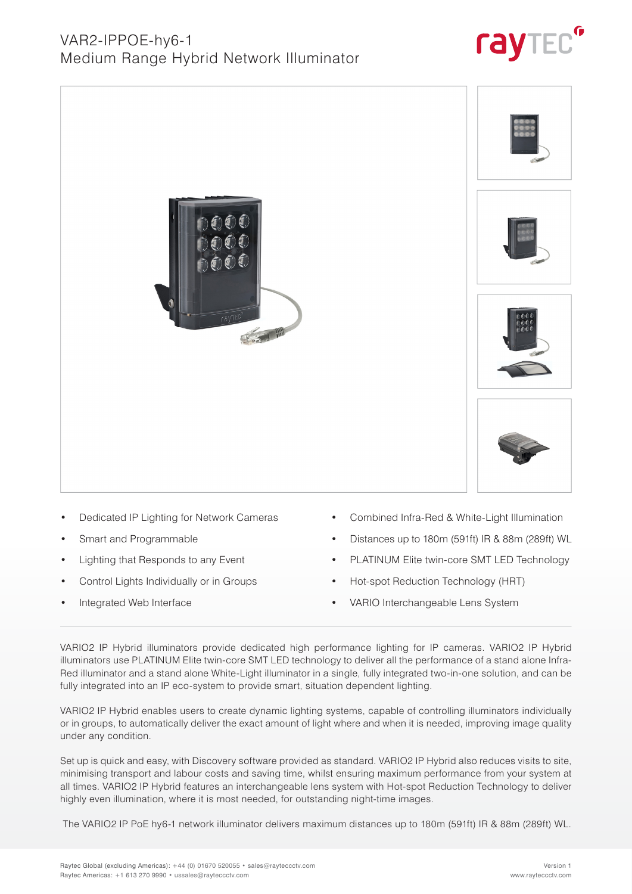# VAR2-IPPOE-hy6-1
## Medium Range Hybrid Network Illuminator

- Dedicated IP Lighting for Network Cameras
- Smart and Programmable
- Lighting that Responds to any Event
- Control Lights Individually or in Groups
- Integrated Web Interface
- Combined Infra-Red & White-Light Illumination
- Distances up to 180m (591ft) IR & 88m (289ft) WL
- PLATINUM Elite twin-core SMT LED Technology
- Hot-spot Reduction Technology (HRT)
- VARIO Interchangeable Lens System

---

VARIO2 IP Hybrid illuminators provide dedicated high performance lighting for IP cameras. VARIO2 IP Hybrid illuminators use PLATINUM Elite twin-core SMT LED technology to deliver all the performance of a stand alone Infra-Red illuminator and a stand alone White-Light illuminator in a single, fully integrated two-in-one solution, and can be fully integrated into an IP eco-system to provide smart, situation dependent lighting.

VARIO2 IP Hybrid enables users to create dynamic lighting systems, capable of controlling illuminators individually or in groups, to automatically deliver the exact amount of light where and when it is needed, improving image quality under any condition.

Set up is quick and easy, with Discovery software provided as standard. VARIO2 IP Hybrid also reduces visits to site, minimising transport and labour costs and saving time, whilst ensuring maximum performance from your system at all times. VARIO2 IP Hybrid features an interchangeable lens system with Hot-spot Reduction Technology to deliver highly even illumination, where it is most needed, for outstanding night-time images.

The VARIO2 IP PoE hy6-1 network illuminator delivers maximum distances up to 180m (591ft) IR & 88m (289ft) WL.

Raytec Global (excluding Americas): +44 (0) 01670 520055 • sales@rayteccctv.com
Raytec Americas: +1 613 270 9990 • ussales@rayteccctv.com

Version 1
www.rayteccctv.com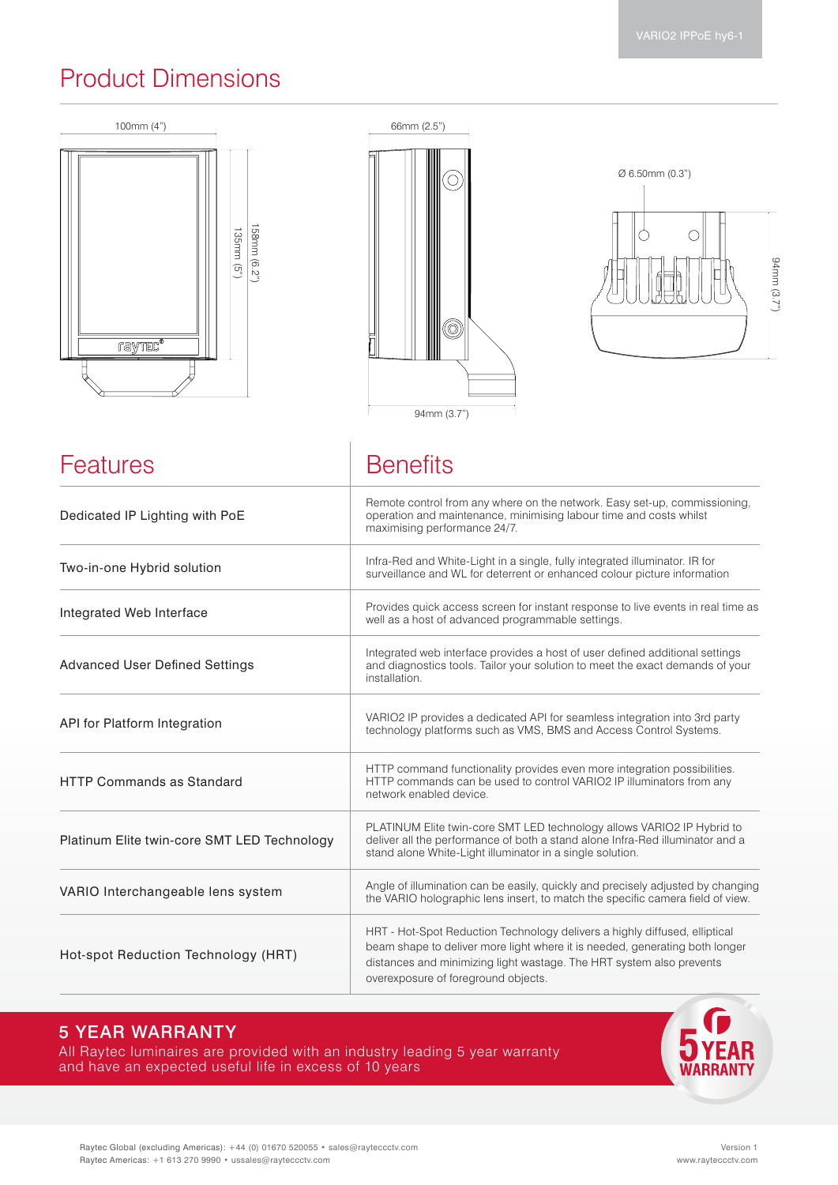## Product Dimensions

100mm (4")

158mm (6.2")

135mm (5")

66mm (2.5")

94mm (3.7")

Ø 6.50mm (0.3")

94mm (3.7")

| Features | Benefits |
|---|---|
| Dedicated IP Lighting with PoE | Remote control from any where on the network. Easy set-up, commissioning, operation and maintenance, minimising labour time and costs whilst maximising performance 24/7. |
| Two-in-one Hybrid solution | Infra-Red and White-Light in a single, fully integrated illuminator. IR for surveillance and WL for deterrent or enhanced colour picture information |
| Integrated Web Interface | Provides quick access screen for instant response to live events in real time as well as a host of advanced programmable settings. |
| Advanced User Defined Settings | Integrated web interface provides a host of user defined additional settings and diagnostics tools. Tailor your solution to meet the exact demands of your installation. |
| API for Platform Integration | VARIO2 IP provides a dedicated API for seamless integration into 3rd party technology platforms such as VMS, BMS and Access Control Systems. |
| HTTP Commands as Standard | HTTP command functionality provides even more integration possibilities. HTTP commands can be used to control VARIO2 IP illuminators from any network enabled device. |
| Platinum Elite twin-core SMT LED Technology | PLATINUM Elite twin-core SMT LED technology allows VARIO2 IP Hybrid to deliver all the performance of both a stand alone Infra-Red illuminator and a stand alone White-Light illuminator in a single solution. |
| VARIO Interchangeable lens system | Angle of illumination can be easily, quickly and precisely adjusted by changing the VARIO holographic lens insert, to match the specific camera field of view. |
| Hot-spot Reduction Technology (HRT) | HRT - Hot-Spot Reduction Technology delivers a highly diffused, elliptical beam shape to deliver more light where it is needed, generating both longer distances and minimizing light wastage. The HRT system also prevents overexposure of foreground objects. |

## 5 YEAR WARRANTY

All Raytec luminaires are provided with an industry leading 5 year warranty and have an expected useful life in excess of 10 years

5 YEAR WARRANTY

Raytec Global (excluding Americas): +44 (0) 01670 520055 • sales@rayteccctv.com
Raytec Americas: +1 613 270 9990 • ussales@rayteccctv.com

Version 1
www.rayteccctv.com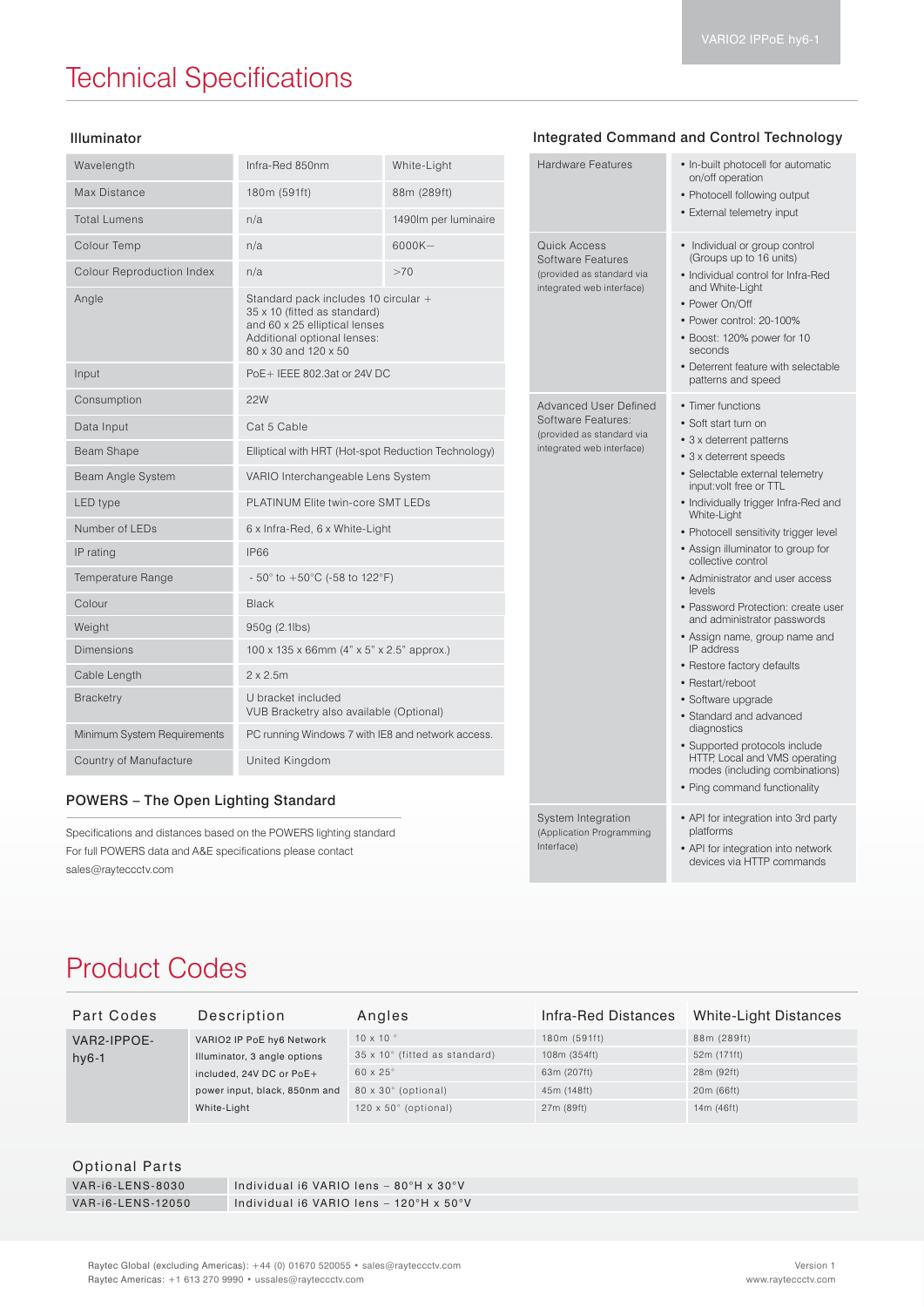# Technical Specifications

## Illuminator

| | | |
|---|---|---|
| Wavelength | Infra-Red 850nm | White-Light |
| Max Distance | 180m (591ft) | 88m (289ft) |
| Total Lumens | n/a | 1490lm per luminaire |
| Colour Temp | n/a | 6000K~ |
| Colour Reproduction Index | n/a | >70 |
| Angle | Standard pack includes 10 circular + 35 x 10 (fitted as standard) and 60 x 25 elliptical lenses Additional optional lenses: 80 x 30 and 120 x 50 | |
| Input | PoE+ IEEE 802.3at or 24V DC | |
| Consumption | 22W | |
| Data Input | Cat 5 Cable | |
| Beam Shape | Elliptical with HRT (Hot-spot Reduction Technology) | |
| Beam Angle System | VARIO Interchangeable Lens System | |
| LED type | PLATINUM Elite twin-core SMT LEDs | |
| Number of LEDs | 6 x Infra-Red, 6 x White-Light | |
| IP rating | IP66 | |
| Temperature Range | - 50° to +50°C (-58 to 122°F) | |
| Colour | Black | |
| Weight | 950g (2.1lbs) | |
| Dimensions | 100 x 135 x 66mm (4" x 5" x 2.5" approx.) | |
| Cable Length | 2 x 2.5m | |
| Bracketry | U bracket included VUB Bracketry also available (Optional) | |
| Minimum System Requirements | PC running Windows 7 with IE8 and network access. | |
| Country of Manufacture | United Kingdom | |

## POWERS – The Open Lighting Standard

Specifications and distances based on the POWERS lighting standard
For full POWERS data and A&E specifications please contact sales@rayteccctv.com

## Integrated Command and Control Technology

| | |
|---|---|
| Hardware Features | • In-built photocell for automatic on/off operation<br>• Photocell following output<br>• External telemetry input |
| Quick Access Software Features (provided as standard via integrated web interface) | • Individual or group control (Groups up to 16 units)<br>• Individual control for Infra-Red and White-Light<br>• Power On/Off<br>• Power control: 20-100%<br>• Boost: 120% power for 10 seconds<br>• Deterrent feature with selectable patterns and speed |
| Advanced User Defined Software Features: (provided as standard via integrated web interface) | • Timer functions<br>• Soft start turn on<br>• 3 x deterrent patterns<br>• 3 x deterrent speeds<br>• Selectable external telemetry input:volt free or TTL<br>• Individually trigger Infra-Red and White-Light<br>• Photocell sensitivity trigger level<br>• Assign illuminator to group for collective control<br>• Administrator and user access levels<br>• Password Protection: create user and administrator passwords<br>• Assign name, group name and IP address<br>• Restore factory defaults<br>• Restart/reboot<br>• Software upgrade<br>• Standard and advanced diagnostics<br>• Supported protocols include HTTP, Local and VMS operating modes (including combinations)<br>• Ping command functionality |
| System Integration (Application Programming Interface) | • API for integration into 3rd party platforms<br>• API for integration into network devices via HTTP commands |

# Product Codes

| Part Codes | Description | Angles | Infra-Red Distances | White-Light Distances |
|---|---|---|---|---|
| VAR2-IPPOE-hy6-1 | VARIO2 IP PoE hy6 Network Illuminator, 3 angle options included, 24V DC or PoE+ power input, black, 850nm and White-Light | 10 x 10 ° | 180m (591ft) | 88m (289ft) |
| | | 35 x 10° (fitted as standard) | 108m (354ft) | 52m (171ft) |
| | | 60 x 25° | 63m (207ft) | 28m (92ft) |
| | | 80 x 30° (optional) | 45m (148ft) | 20m (66ft) |
| | | 120 x 50° (optional) | 27m (89ft) | 14m (46ft) |

## Optional Parts

| | |
|---|---|
| VAR-i6-LENS-8030 | Individual i6 VARIO lens – 80°H x 30°V |
| VAR-i6-LENS-12050 | Individual i6 VARIO lens – 120°H x 50°V |

Raytec Global (excluding Americas): +44 (0) 01670 520055 • sales@rayteccctv.com
Raytec Americas: +1 613 270 9990 • ussales@rayteccctv.com

Version 1
www.rayteccctv.com